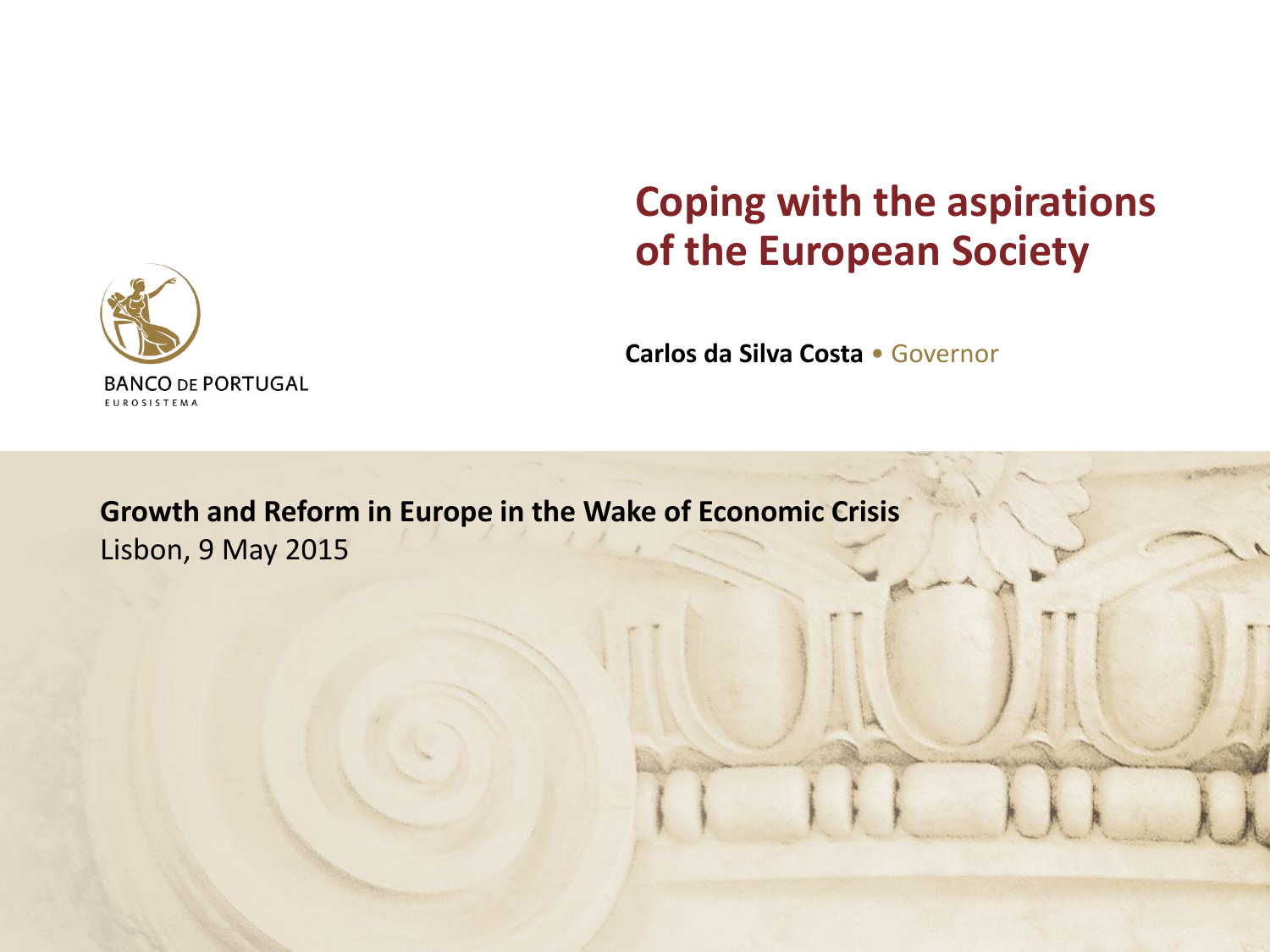# Coping with the aspirations of the European Society

**Carlos da Silva Costa** • Governor

BANCO DE PORTUGAL
EUROSISTEMA

**Growth and Reform in Europe in the Wake of Economic Crisis**
Lisbon, 9 May 2015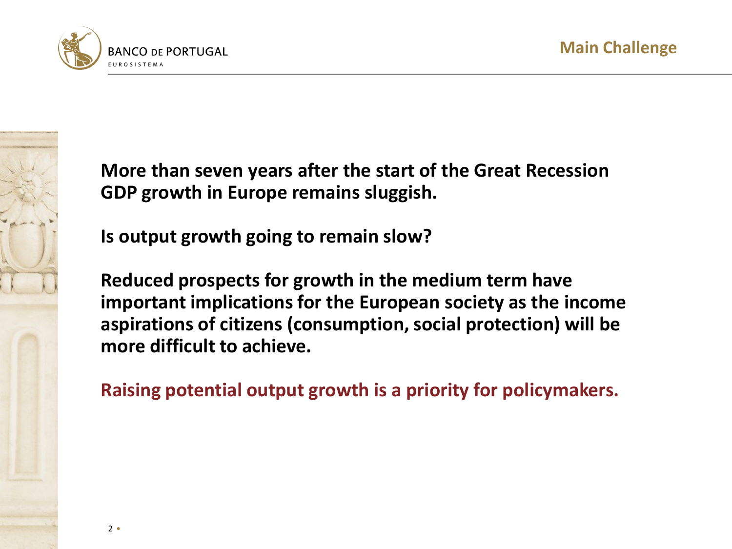## Main Challenge

**More than seven years after the start of the Great Recession GDP growth in Europe remains sluggish.**

**Is output growth going to remain slow?**

**Reduced prospects for growth in the medium term have important implications for the European society as the income aspirations of citizens (consumption, social protection) will be more difficult to achieve.**

**Raising potential output growth is a priority for policymakers.**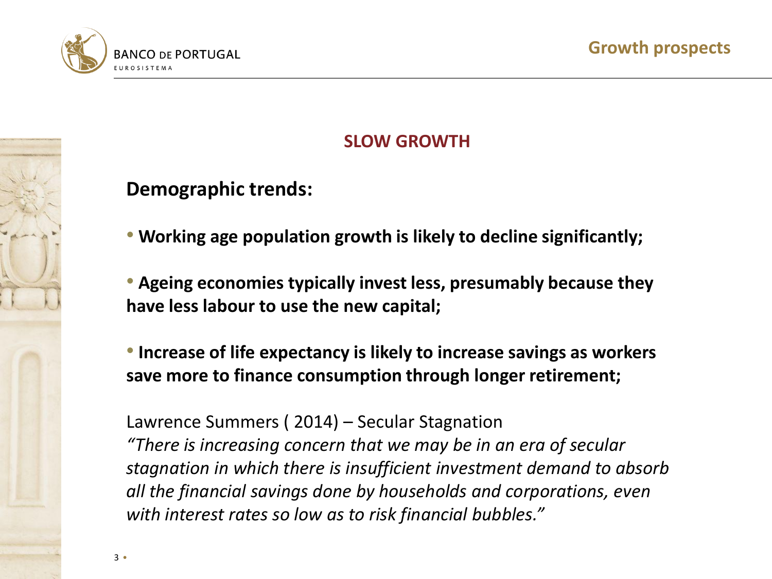## SLOW GROWTH

### Demographic trends:

- **Working age population growth is likely to decline significantly;**

- **Ageing economies typically invest less, presumably because they have less labour to use the new capital;**

- **Increase of life expectancy is likely to increase savings as workers save more to finance consumption through longer retirement;**

Lawrence Summers ( 2014) – Secular Stagnation
*"There is increasing concern that we may be in an era of secular stagnation in which there is insufficient investment demand to absorb all the financial savings done by households and corporations, even with interest rates so low as to risk financial bubbles."*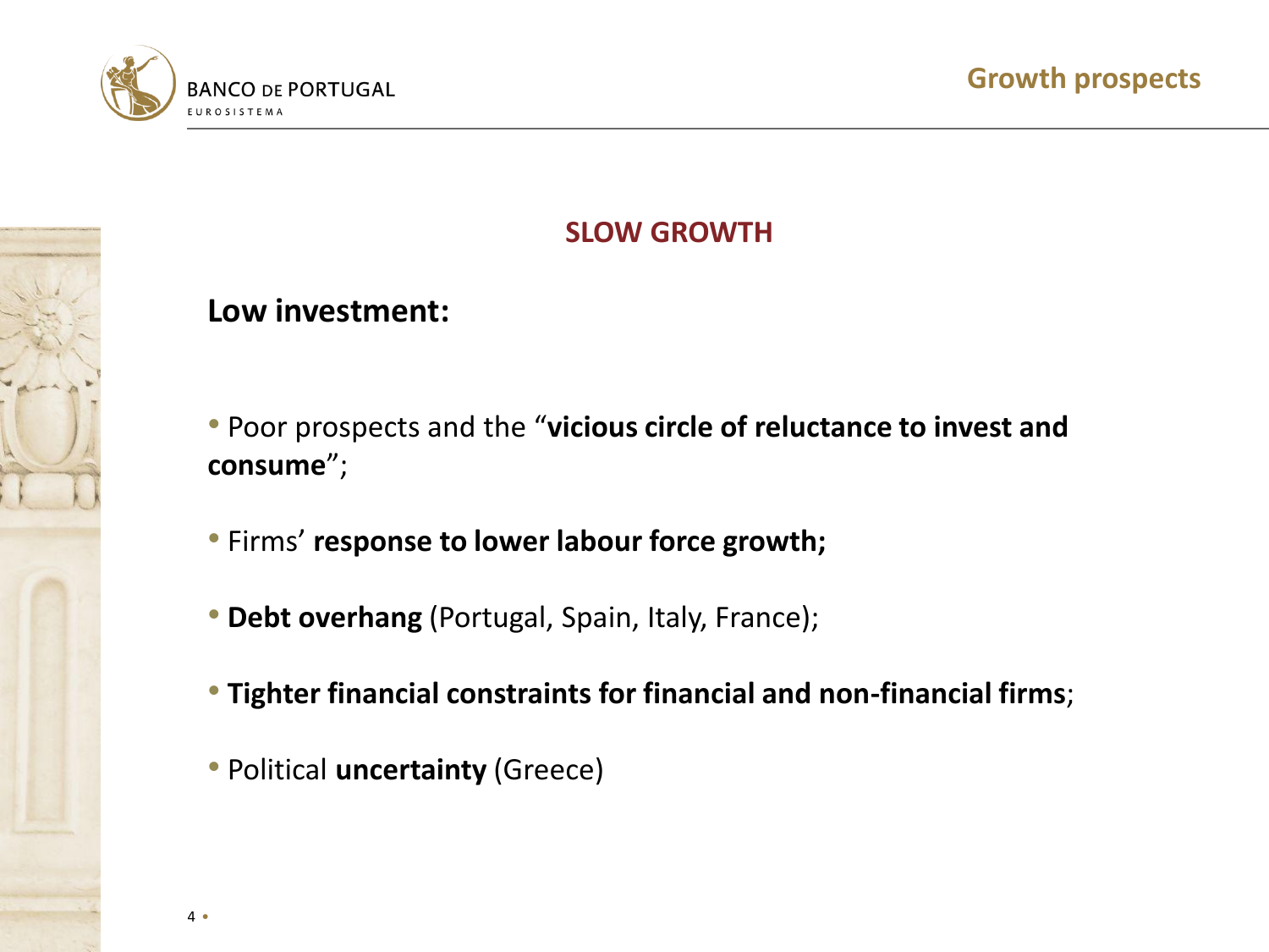## SLOW GROWTH

### Low investment:

- Poor prospects and the "**vicious circle of reluctance to invest and consume**";
- Firms' **response to lower labour force growth;**
- **Debt overhang** (Portugal, Spain, Italy, France);
- **Tighter financial constraints for financial and non-financial firms**;
- Political **uncertainty** (Greece)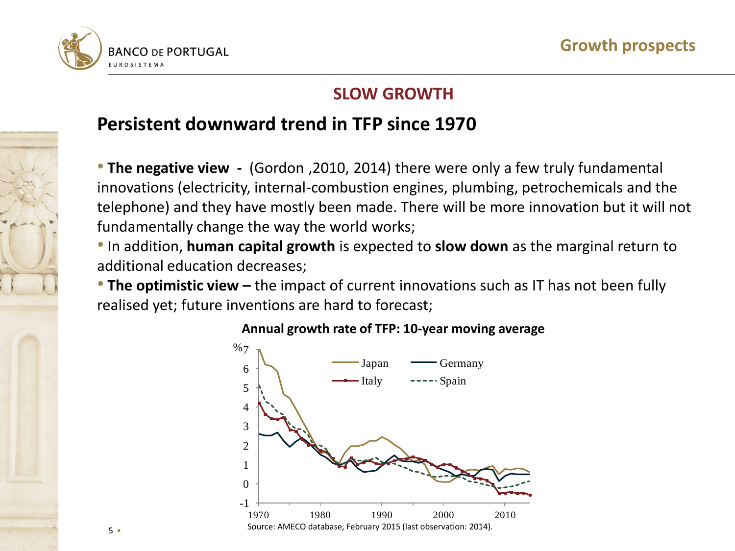## SLOW GROWTH

# Persistent downward trend in TFP since 1970

- **The negative view -** (Gordon ,2010, 2014) there were only a few truly fundamental innovations (electricity, internal-combustion engines, plumbing, petrochemicals and the telephone) and they have mostly been made. There will be more innovation but it will not fundamentally change the way the world works;
- In addition, **human capital growth** is expected to **slow down** as the marginal return to additional education decreases;
- **The optimistic view –** the impact of current innovations such as IT has not been fully realised yet; future inventions are hard to forecast;

**Annual growth rate of TFP: 10-year moving average**

Source: AMECO database, February 2015 (last observation: 2014).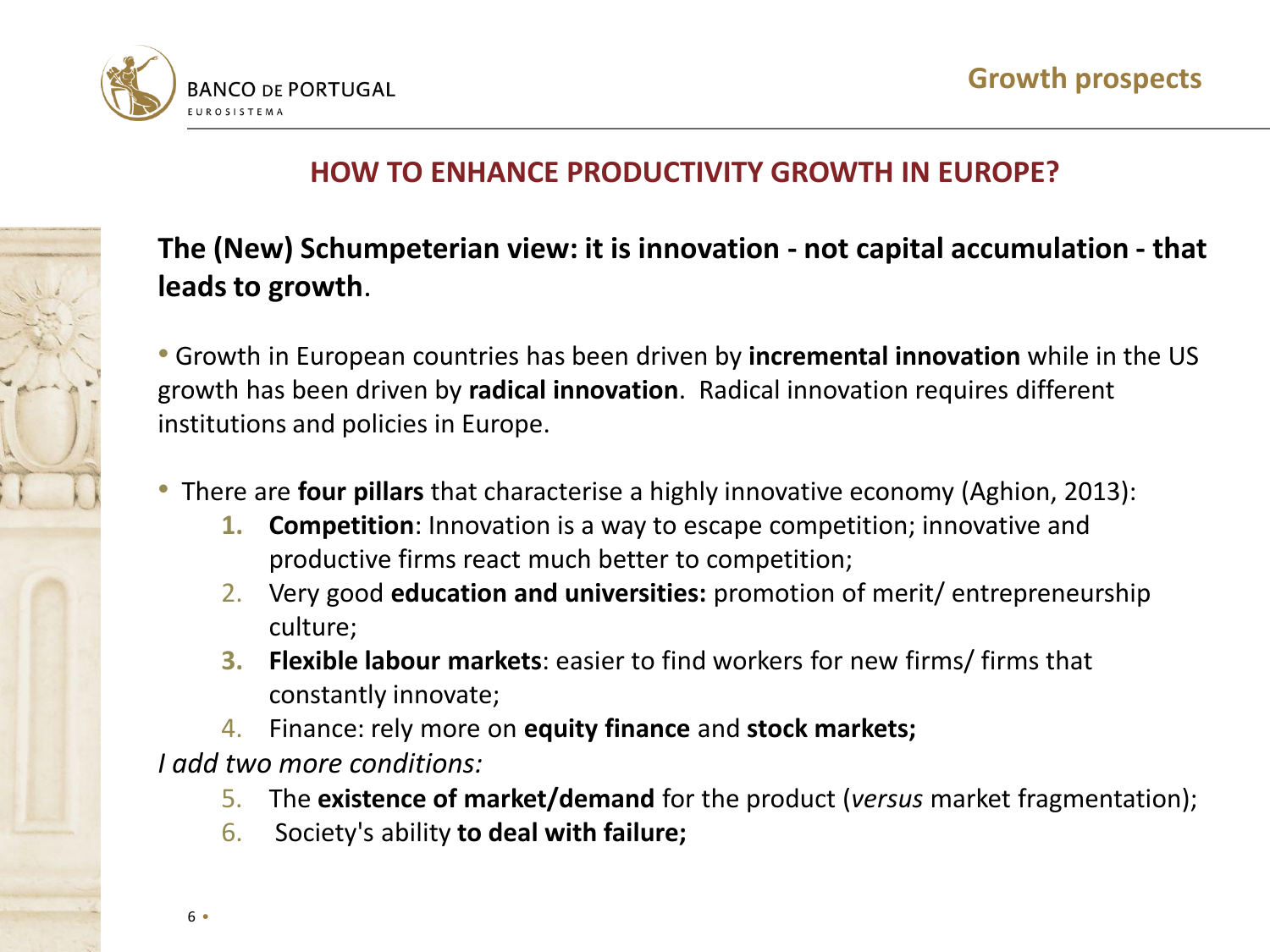## HOW TO ENHANCE PRODUCTIVITY GROWTH IN EUROPE?

**The (New) Schumpeterian view: it is innovation - not capital accumulation - that leads to growth**.

- Growth in European countries has been driven by **incremental innovation** while in the US growth has been driven by **radical innovation**. Radical innovation requires different institutions and policies in Europe.

- There are **four pillars** that characterise a highly innovative economy (Aghion, 2013):
  1. **Competition**: Innovation is a way to escape competition; innovative and productive firms react much better to competition;
  2. Very good **education and universities:** promotion of merit/ entrepreneurship culture;
  3. **Flexible labour markets**: easier to find workers for new firms/ firms that constantly innovate;
  4. Finance: rely more on **equity finance** and **stock markets;**

*I add two more conditions:*

5. The **existence of market/demand** for the product (*versus* market fragmentation);
6. Society's ability **to deal with failure;**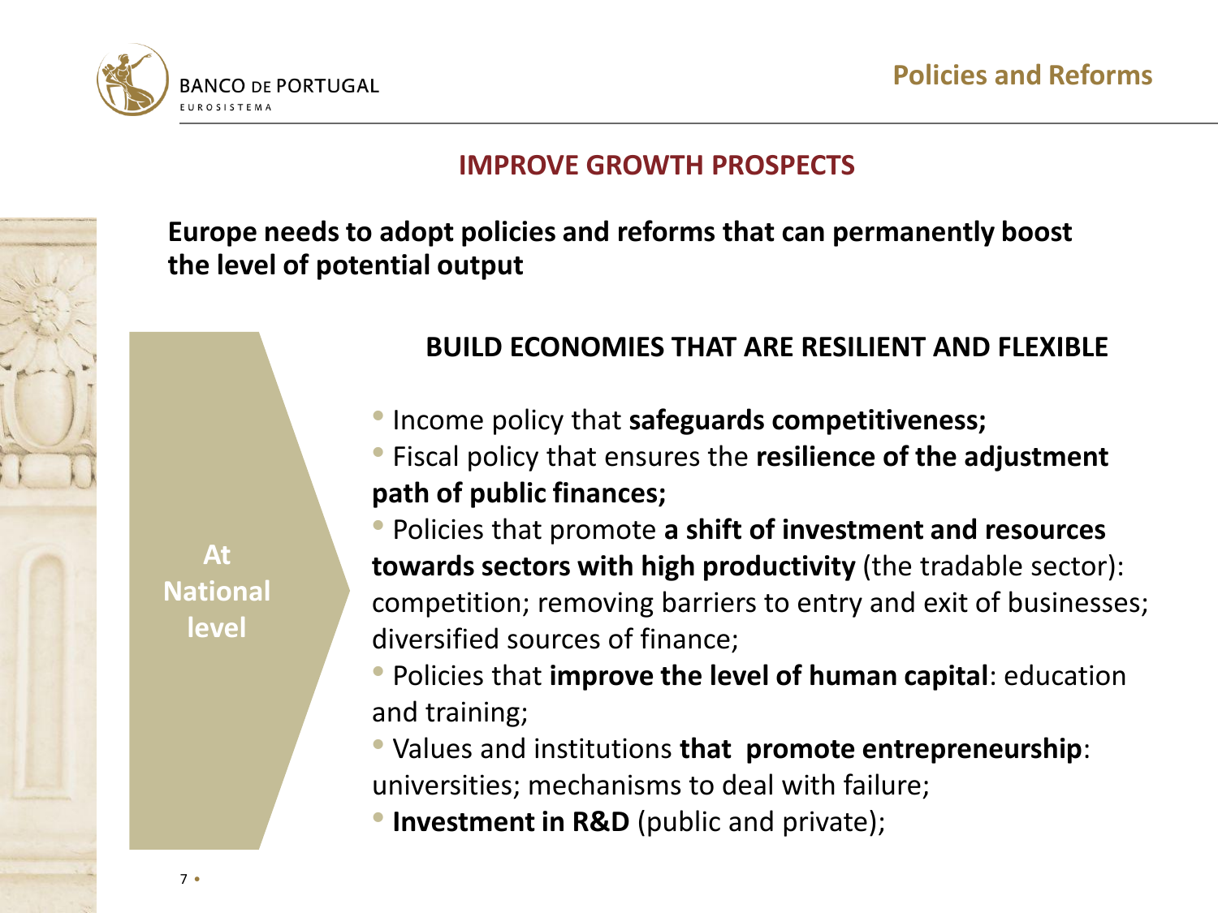## IMPROVE GROWTH PROSPECTS

**Europe needs to adopt policies and reforms that can permanently boost the level of potential output**

**At National level**

### BUILD ECONOMIES THAT ARE RESILIENT AND FLEXIBLE

- Income policy that **safeguards competitiveness;**
- Fiscal policy that ensures the **resilience of the adjustment path of public finances;**
- Policies that promote **a shift of investment and resources towards sectors with high productivity** (the tradable sector): competition; removing barriers to entry and exit of businesses; diversified sources of finance;
- Policies that **improve the level of human capital**: education and training;
- Values and institutions **that promote entrepreneurship**: universities; mechanisms to deal with failure;
- **Investment in R&D** (public and private);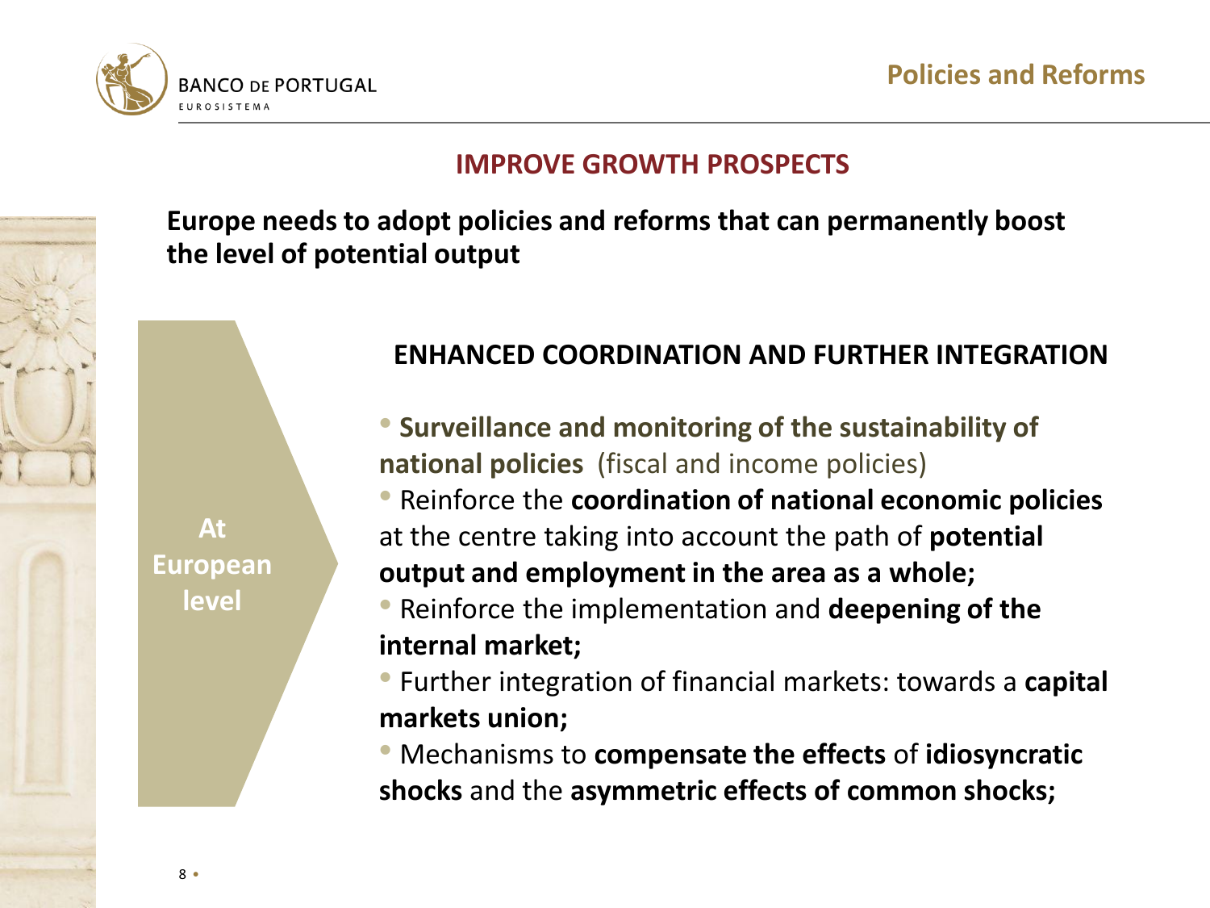## IMPROVE GROWTH PROSPECTS

**Europe needs to adopt policies and reforms that can permanently boost the level of potential output**

**At European level**

### ENHANCED COORDINATION AND FURTHER INTEGRATION

- **Surveillance and monitoring of the sustainability of national policies** (fiscal and income policies)
- Reinforce the **coordination of national economic policies** at the centre taking into account the path of **potential output and employment in the area as a whole;**
- Reinforce the implementation and **deepening of the internal market;**
- Further integration of financial markets: towards a **capital markets union;**
- Mechanisms to **compensate the effects** of **idiosyncratic shocks** and the **asymmetric effects of common shocks;**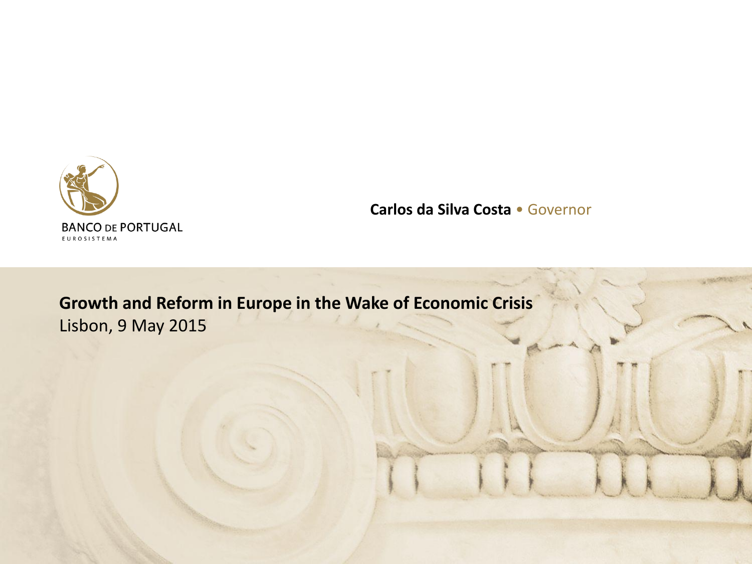BANCO DE PORTUGAL

EUROSISTEMA

**Carlos da Silva Costa** • Governor

**Growth and Reform in Europe in the Wake of Economic Crisis**

Lisbon, 9 May 2015